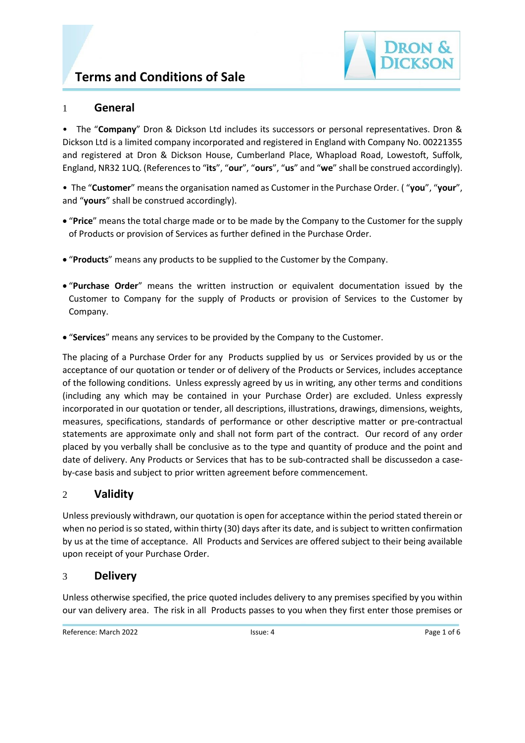# Terms and Conditions of Sale

## 1 General

- The "**Company**" Dron & Dickson Ltd includes its successors or personal representatives. Dron & Dickson Ltd is a limited company incorporated and registered in England with Company No. 00221355 and registered at Dron & Dickson House, Cumberland Place, Whapload Road, Lowestoft, Suffolk, England, NR32 1UQ. (References to "**its**", "**our**", "**ours**", "**us**" and "**we**" shall be construed accordingly).
- The "**Customer**" means the organisation named as Customer in the Purchase Order. ( "**you**", "**your**", and "**yours**" shall be construed accordingly).
- "**Price**" means the total charge made or to be made by the Company to the Customer for the supply of Products or provision of Services as further defined in the Purchase Order.
- "**Products**" means any products to be supplied to the Customer by the Company.
- "**Purchase Order**" means the written instruction or equivalent documentation issued by the Customer to Company for the supply of Products or provision of Services to the Customer by Company.
- "**Services**" means any services to be provided by the Company to the Customer.

The placing of a Purchase Order for any Products supplied by us or Services provided by us or the acceptance of our quotation or tender or of delivery of the Products or Services, includes acceptance of the following conditions. Unless expressly agreed by us in writing, any other terms and conditions (including any which may be contained in your Purchase Order) are excluded. Unless expressly incorporated in our quotation or tender, all descriptions, illustrations, drawings, dimensions, weights, measures, specifications, standards of performance or other descriptive matter or pre-contractual statements are approximate only and shall not form part of the contract. Our record of any order placed by you verbally shall be conclusive as to the type and quantity of produce and the point and date of delivery. Any Products or Services that has to be sub-contracted shall be discussedon a case-by-case basis and subject to prior written agreement before commencement.

## 2 Validity

Unless previously withdrawn, our quotation is open for acceptance within the period stated therein or when no period is so stated, within thirty (30) days after its date, and is subject to written confirmation by us at the time of acceptance. All Products and Services are offered subject to their being available upon receipt of your Purchase Order.

## 3 Delivery

Unless otherwise specified, the price quoted includes delivery to any premises specified by you within our van delivery area. The risk in all Products passes to you when they first enter those premises or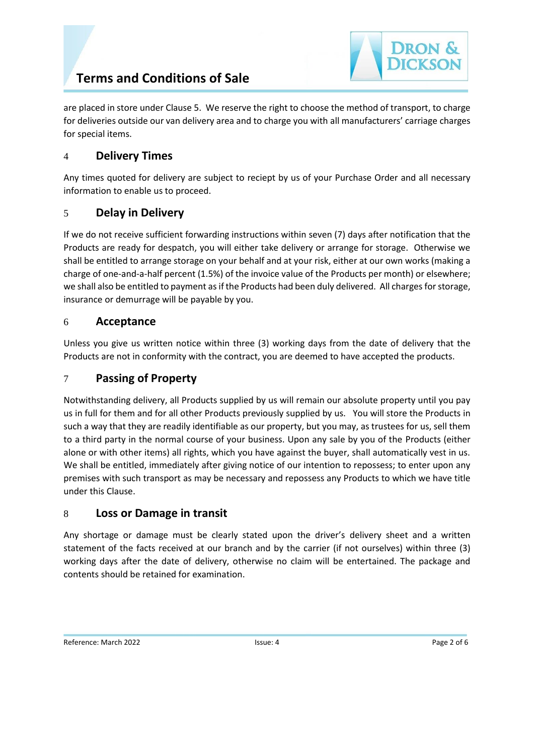are placed in store under Clause 5. We reserve the right to choose the method of transport, to charge for deliveries outside our van delivery area and to charge you with all manufacturers' carriage charges for special items.

## 4 Delivery Times

Any times quoted for delivery are subject to reciept by us of your Purchase Order and all necessary information to enable us to proceed.

## 5 Delay in Delivery

If we do not receive sufficient forwarding instructions within seven (7) days after notification that the Products are ready for despatch, you will either take delivery or arrange for storage. Otherwise we shall be entitled to arrange storage on your behalf and at your risk, either at our own works (making a charge of one-and-a-half percent (1.5%) of the invoice value of the Products per month) or elsewhere; we shall also be entitled to payment as if the Products had been duly delivered. All charges for storage, insurance or demurrage will be payable by you.

## 6 Acceptance

Unless you give us written notice within three (3) working days from the date of delivery that the Products are not in conformity with the contract, you are deemed to have accepted the products.

## 7 Passing of Property

Notwithstanding delivery, all Products supplied by us will remain our absolute property until you pay us in full for them and for all other Products previously supplied by us. You will store the Products in such a way that they are readily identifiable as our property, but you may, as trustees for us, sell them to a third party in the normal course of your business. Upon any sale by you of the Products (either alone or with other items) all rights, which you have against the buyer, shall automatically vest in us. We shall be entitled, immediately after giving notice of our intention to repossess; to enter upon any premises with such transport as may be necessary and repossess any Products to which we have title under this Clause.

## 8 Loss or Damage in transit

Any shortage or damage must be clearly stated upon the driver's delivery sheet and a written statement of the facts received at our branch and by the carrier (if not ourselves) within three (3) working days after the date of delivery, otherwise no claim will be entertained. The package and contents should be retained for examination.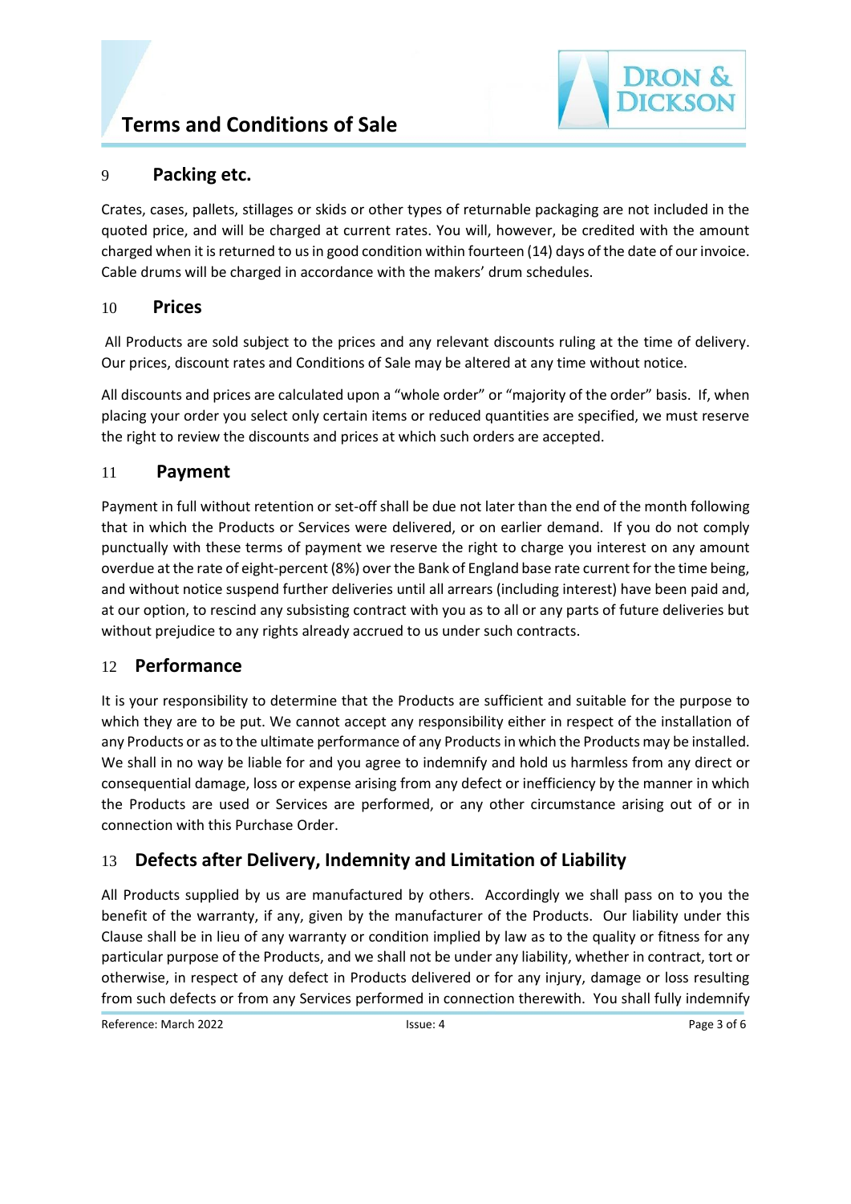## 9 Packing etc.

Crates, cases, pallets, stillages or skids or other types of returnable packaging are not included in the quoted price, and will be charged at current rates. You will, however, be credited with the amount charged when it is returned to us in good condition within fourteen (14) days of the date of our invoice. Cable drums will be charged in accordance with the makers' drum schedules.

## 10 Prices

All Products are sold subject to the prices and any relevant discounts ruling at the time of delivery. Our prices, discount rates and Conditions of Sale may be altered at any time without notice.

All discounts and prices are calculated upon a "whole order" or "majority of the order" basis. If, when placing your order you select only certain items or reduced quantities are specified, we must reserve the right to review the discounts and prices at which such orders are accepted.

## 11 Payment

Payment in full without retention or set-off shall be due not later than the end of the month following that in which the Products or Services were delivered, or on earlier demand. If you do not comply punctually with these terms of payment we reserve the right to charge you interest on any amount overdue at the rate of eight-percent (8%) over the Bank of England base rate current for the time being, and without notice suspend further deliveries until all arrears (including interest) have been paid and, at our option, to rescind any subsisting contract with you as to all or any parts of future deliveries but without prejudice to any rights already accrued to us under such contracts.

## 12 Performance

It is your responsibility to determine that the Products are sufficient and suitable for the purpose to which they are to be put. We cannot accept any responsibility either in respect of the installation of any Products or as to the ultimate performance of any Products in which the Products may be installed. We shall in no way be liable for and you agree to indemnify and hold us harmless from any direct or consequential damage, loss or expense arising from any defect or inefficiency by the manner in which the Products are used or Services are performed, or any other circumstance arising out of or in connection with this Purchase Order.

## 13 Defects after Delivery, Indemnity and Limitation of Liability

All Products supplied by us are manufactured by others. Accordingly we shall pass on to you the benefit of the warranty, if any, given by the manufacturer of the Products. Our liability under this Clause shall be in lieu of any warranty or condition implied by law as to the quality or fitness for any particular purpose of the Products, and we shall not be under any liability, whether in contract, tort or otherwise, in respect of any defect in Products delivered or for any injury, damage or loss resulting from such defects or from any Services performed in connection therewith. You shall fully indemnify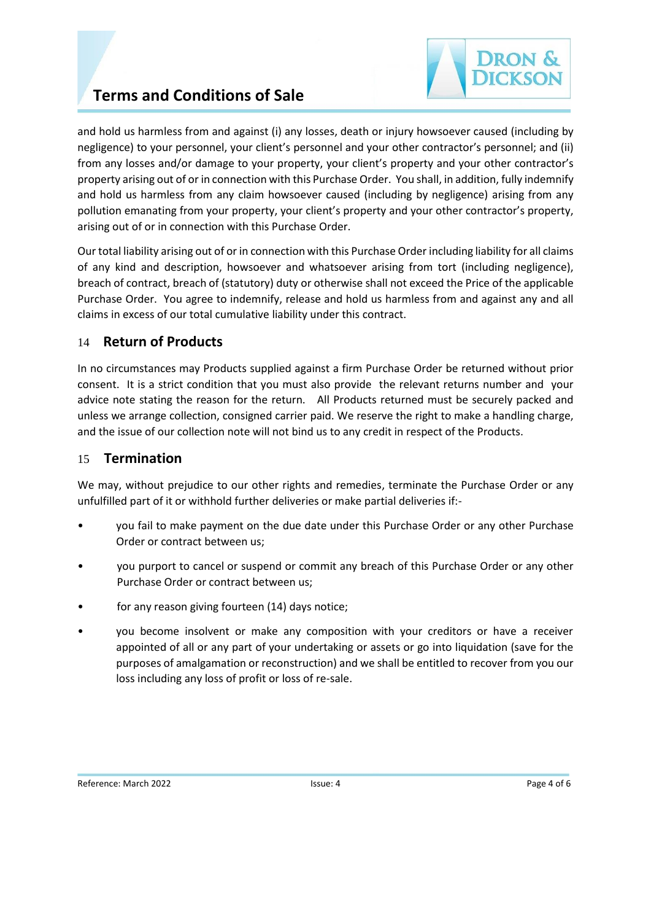and hold us harmless from and against (i) any losses, death or injury howsoever caused (including by negligence) to your personnel, your client's personnel and your other contractor's personnel; and (ii) from any losses and/or damage to your property, your client's property and your other contractor's property arising out of or in connection with this Purchase Order. You shall, in addition, fully indemnify and hold us harmless from any claim howsoever caused (including by negligence) arising from any pollution emanating from your property, your client's property and your other contractor's property, arising out of or in connection with this Purchase Order.

Our total liability arising out of or in connection with this Purchase Order including liability for all claims of any kind and description, howsoever and whatsoever arising from tort (including negligence), breach of contract, breach of (statutory) duty or otherwise shall not exceed the Price of the applicable Purchase Order. You agree to indemnify, release and hold us harmless from and against any and all claims in excess of our total cumulative liability under this contract.

## 14 Return of Products

In no circumstances may Products supplied against a firm Purchase Order be returned without prior consent. It is a strict condition that you must also provide the relevant returns number and your advice note stating the reason for the return. All Products returned must be securely packed and unless we arrange collection, consigned carrier paid. We reserve the right to make a handling charge, and the issue of our collection note will not bind us to any credit in respect of the Products.

## 15 Termination

We may, without prejudice to our other rights and remedies, terminate the Purchase Order or any unfulfilled part of it or withhold further deliveries or make partial deliveries if:-

- you fail to make payment on the due date under this Purchase Order or any other Purchase Order or contract between us;
- you purport to cancel or suspend or commit any breach of this Purchase Order or any other Purchase Order or contract between us;
- for any reason giving fourteen (14) days notice;
- you become insolvent or make any composition with your creditors or have a receiver appointed of all or any part of your undertaking or assets or go into liquidation (save for the purposes of amalgamation or reconstruction) and we shall be entitled to recover from you our loss including any loss of profit or loss of re-sale.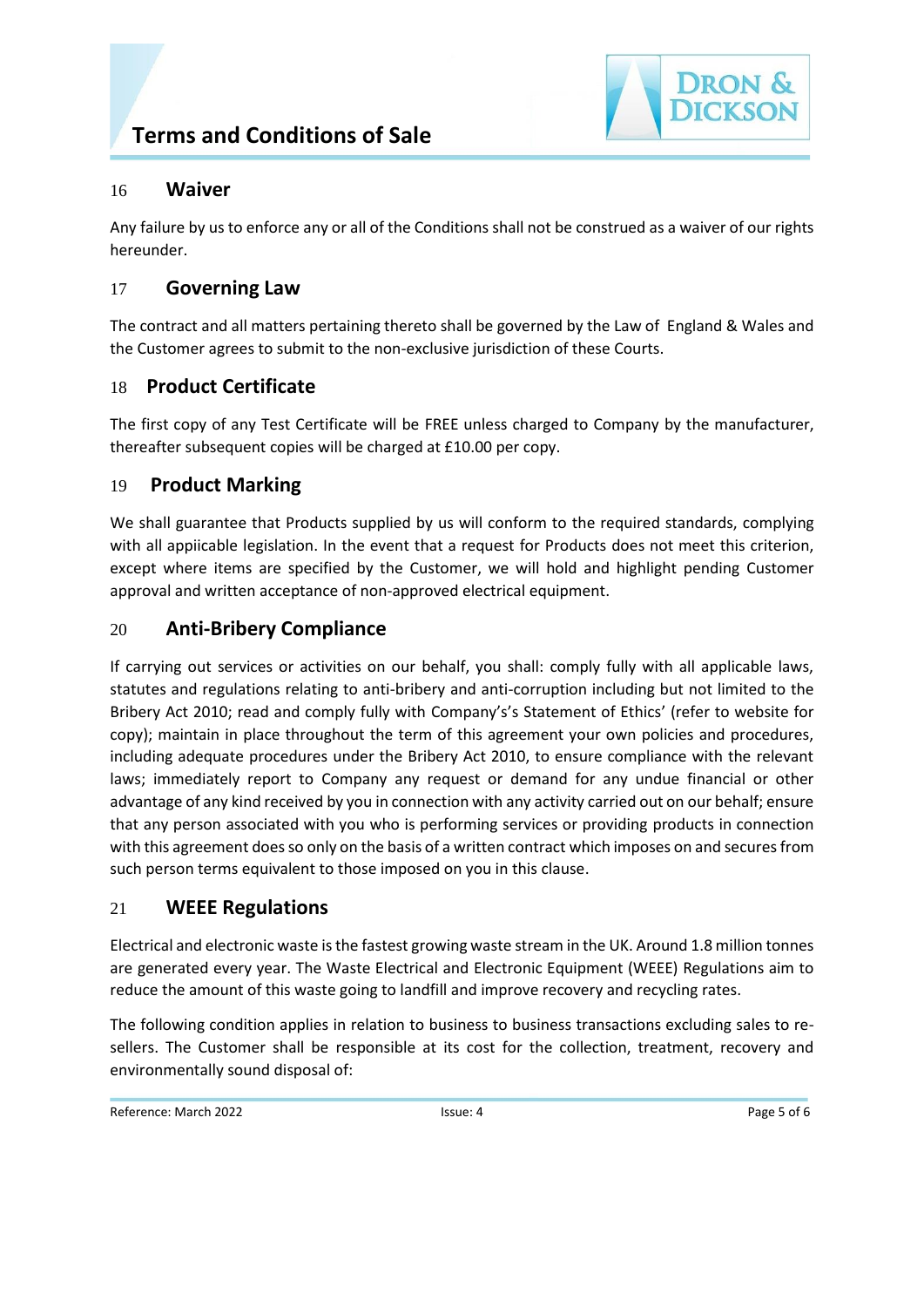## 16 Waiver

Any failure by us to enforce any or all of the Conditions shall not be construed as a waiver of our rights hereunder.

## 17 Governing Law

The contract and all matters pertaining thereto shall be governed by the Law of England & Wales and the Customer agrees to submit to the non-exclusive jurisdiction of these Courts.

## 18 Product Certificate

The first copy of any Test Certificate will be FREE unless charged to Company by the manufacturer, thereafter subsequent copies will be charged at £10.00 per copy.

## 19 Product Marking

We shall guarantee that Products supplied by us will conform to the required standards, complying with all appiicable legislation. In the event that a request for Products does not meet this criterion, except where items are specified by the Customer, we will hold and highlight pending Customer approval and written acceptance of non-approved electrical equipment.

## 20 Anti-Bribery Compliance

If carrying out services or activities on our behalf, you shall: comply fully with all applicable laws, statutes and regulations relating to anti-bribery and anti-corruption including but not limited to the Bribery Act 2010; read and comply fully with Company's's Statement of Ethics' (refer to website for copy); maintain in place throughout the term of this agreement your own policies and procedures, including adequate procedures under the Bribery Act 2010, to ensure compliance with the relevant laws; immediately report to Company any request or demand for any undue financial or other advantage of any kind received by you in connection with any activity carried out on our behalf; ensure that any person associated with you who is performing services or providing products in connection with this agreement does so only on the basis of a written contract which imposes on and secures from such person terms equivalent to those imposed on you in this clause.

## 21 WEEE Regulations

Electrical and electronic waste is the fastest growing waste stream in the UK. Around 1.8 million tonnes are generated every year. The Waste Electrical and Electronic Equipment (WEEE) Regulations aim to reduce the amount of this waste going to landfill and improve recovery and recycling rates.

The following condition applies in relation to business to business transactions excluding sales to re-sellers. The Customer shall be responsible at its cost for the collection, treatment, recovery and environmentally sound disposal of: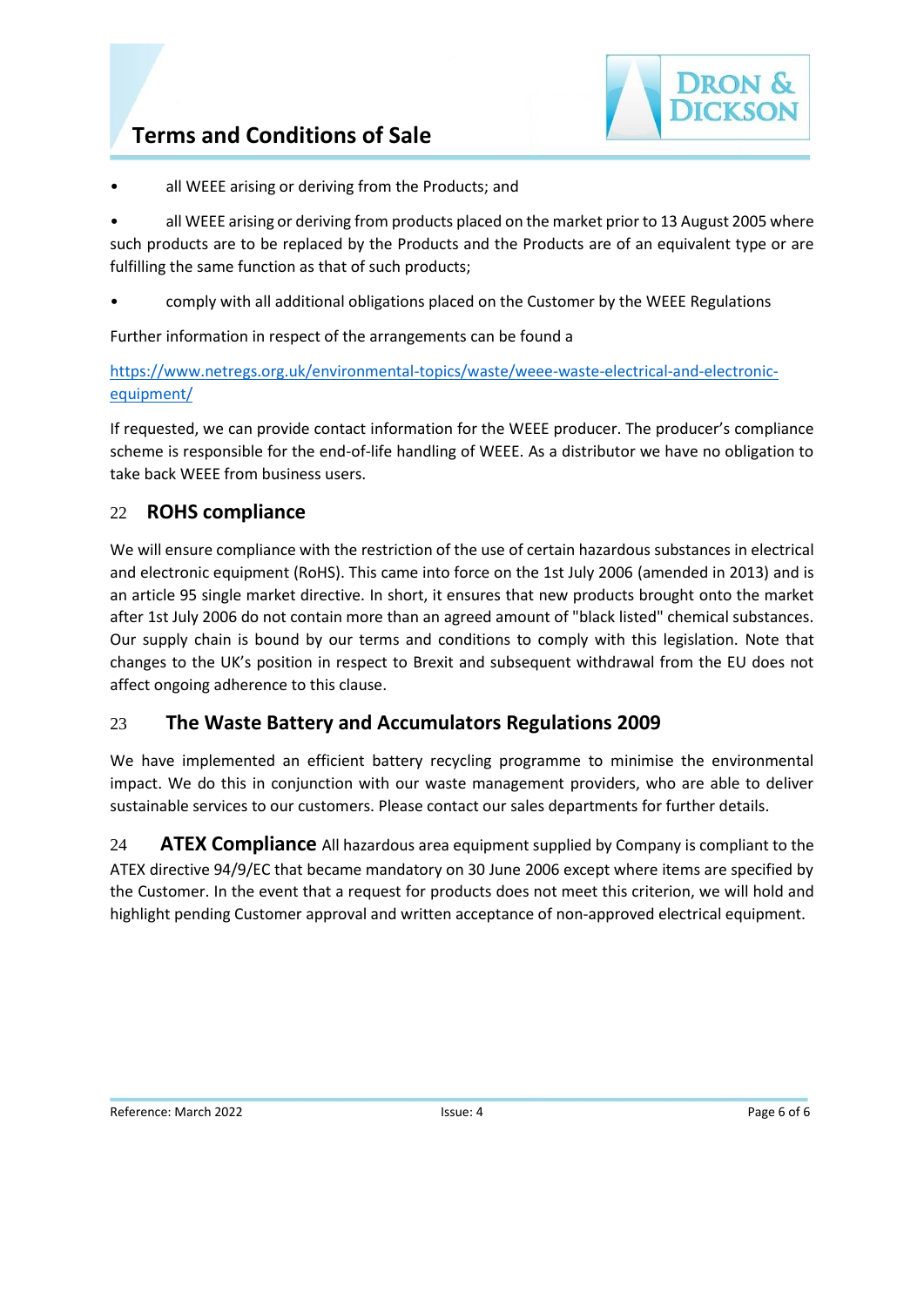- all WEEE arising or deriving from the Products; and
- all WEEE arising or deriving from products placed on the market prior to 13 August 2005 where such products are to be replaced by the Products and the Products are of an equivalent type or are fulfilling the same function as that of such products;
- comply with all additional obligations placed on the Customer by the WEEE Regulations

Further information in respect of the arrangements can be found a

[https://www.netregs.org.uk/environmental-topics/waste/weee-waste-electrical-and-electronic-equipment/](https://www.netregs.org.uk/environmental-topics/waste/weee-waste-electrical-and-electronic-equipment/)

If requested, we can provide contact information for the WEEE producer. The producer's compliance scheme is responsible for the end-of-life handling of WEEE. As a distributor we have no obligation to take back WEEE from business users.

## 22 ROHS compliance

We will ensure compliance with the restriction of the use of certain hazardous substances in electrical and electronic equipment (RoHS). This came into force on the 1st July 2006 (amended in 2013) and is an article 95 single market directive. In short, it ensures that new products brought onto the market after 1st July 2006 do not contain more than an agreed amount of "black listed" chemical substances. Our supply chain is bound by our terms and conditions to comply with this legislation. Note that changes to the UK's position in respect to Brexit and subsequent withdrawal from the EU does not affect ongoing adherence to this clause.

## 23 The Waste Battery and Accumulators Regulations 2009

We have implemented an efficient battery recycling programme to minimise the environmental impact. We do this in conjunction with our waste management providers, who are able to deliver sustainable services to our customers. Please contact our sales departments for further details.

## 24 ATEX Compliance

All hazardous area equipment supplied by Company is compliant to the ATEX directive 94/9/EC that became mandatory on 30 June 2006 except where items are specified by the Customer. In the event that a request for products does not meet this criterion, we will hold and highlight pending Customer approval and written acceptance of non-approved electrical equipment.